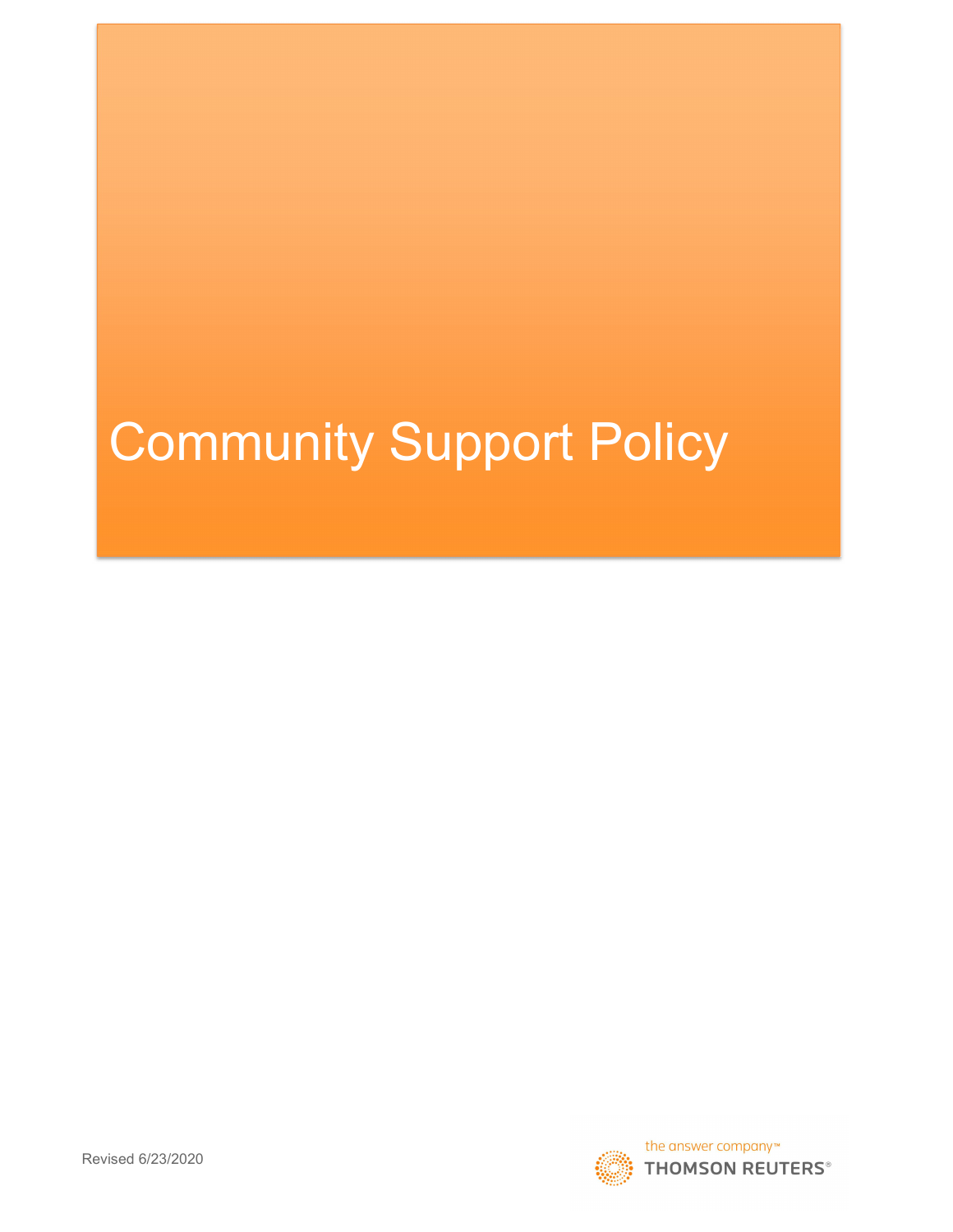# Community Support Policy

Revised 6/23/2020

the answer company™
THOMSON REUTERS®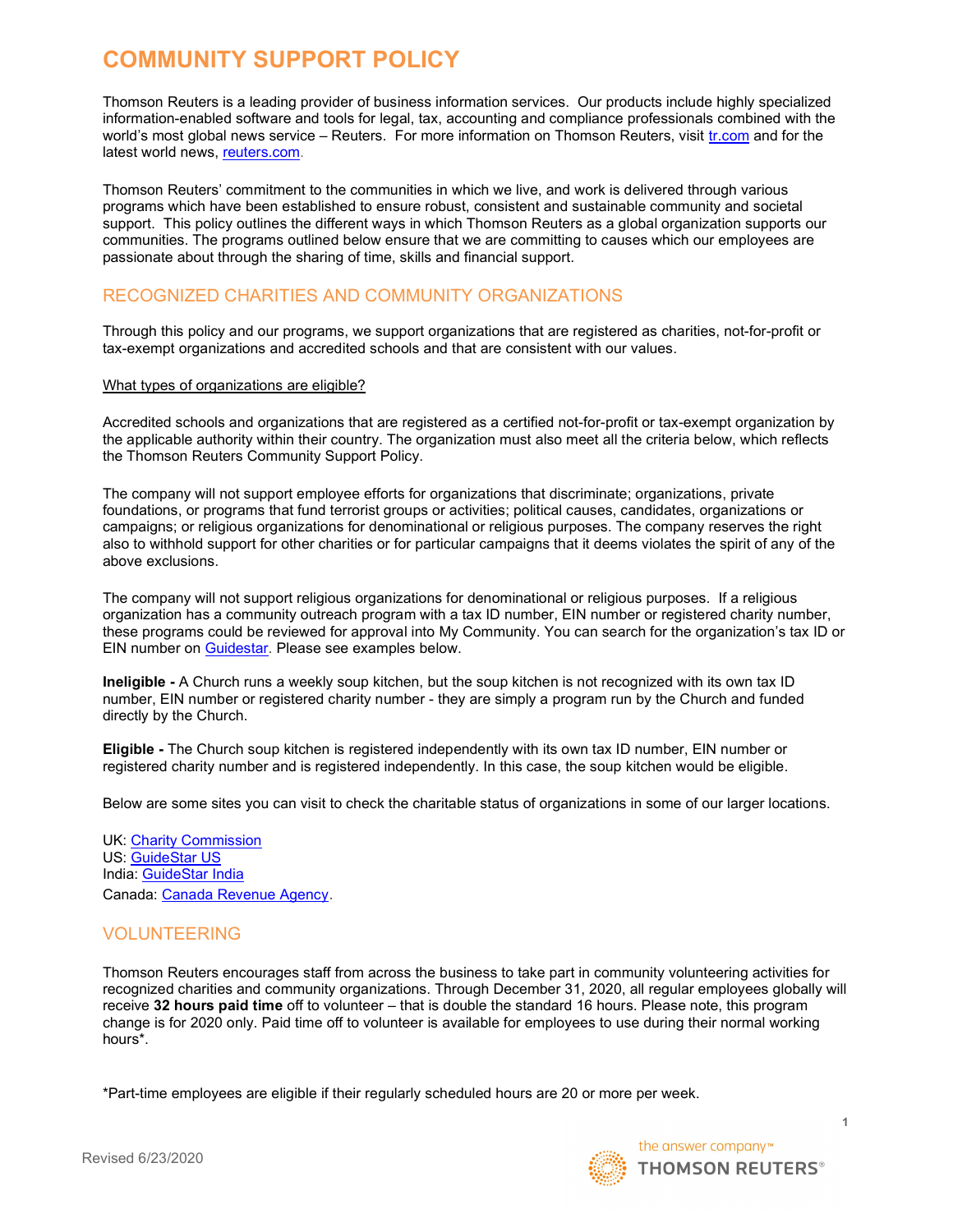# COMMUNITY SUPPORT POLICY

Thomson Reuters is a leading provider of business information services. Our products include highly specialized information-enabled software and tools for legal, tax, accounting and compliance professionals combined with the world's most global news service – Reuters. For more information on Thomson Reuters, visit [tr.com] and for the latest world news, [reuters.com].

Thomson Reuters' commitment to the communities in which we live, and work is delivered through various programs which have been established to ensure robust, consistent and sustainable community and societal support. This policy outlines the different ways in which Thomson Reuters as a global organization supports our communities. The programs outlined below ensure that we are committing to causes which our employees are passionate about through the sharing of time, skills and financial support.

## RECOGNIZED CHARITIES AND COMMUNITY ORGANIZATIONS

Through this policy and our programs, we support organizations that are registered as charities, not-for-profit or tax-exempt organizations and accredited schools and that are consistent with our values.

What types of organizations are eligible?

Accredited schools and organizations that are registered as a certified not-for-profit or tax-exempt organization by the applicable authority within their country. The organization must also meet all the criteria below, which reflects the Thomson Reuters Community Support Policy.

The company will not support employee efforts for organizations that discriminate; organizations, private foundations, or programs that fund terrorist groups or activities; political causes, candidates, organizations or campaigns; or religious organizations for denominational or religious purposes. The company reserves the right also to withhold support for other charities or for particular campaigns that it deems violates the spirit of any of the above exclusions.

The company will not support religious organizations for denominational or religious purposes. If a religious organization has a community outreach program with a tax ID number, EIN number or registered charity number, these programs could be reviewed for approval into My Community. You can search for the organization's tax ID or EIN number on Guidestar. Please see examples below.

**Ineligible -** A Church runs a weekly soup kitchen, but the soup kitchen is not recognized with its own tax ID number, EIN number or registered charity number - they are simply a program run by the Church and funded directly by the Church.

**Eligible -** The Church soup kitchen is registered independently with its own tax ID number, EIN number or registered charity number and is registered independently. In this case, the soup kitchen would be eligible.

Below are some sites you can visit to check the charitable status of organizations in some of our larger locations.

UK: Charity Commission
US: GuideStar US
India: GuideStar India
Canada: Canada Revenue Agency.

## VOLUNTEERING

Thomson Reuters encourages staff from across the business to take part in community volunteering activities for recognized charities and community organizations. Through December 31, 2020, all regular employees globally will receive **32 hours paid time** off to volunteer – that is double the standard 16 hours. Please note, this program change is for 2020 only. Paid time off to volunteer is available for employees to use during their normal working hours*.

*Part-time employees are eligible if their regularly scheduled hours are 20 or more per week.

Revised 6/23/2020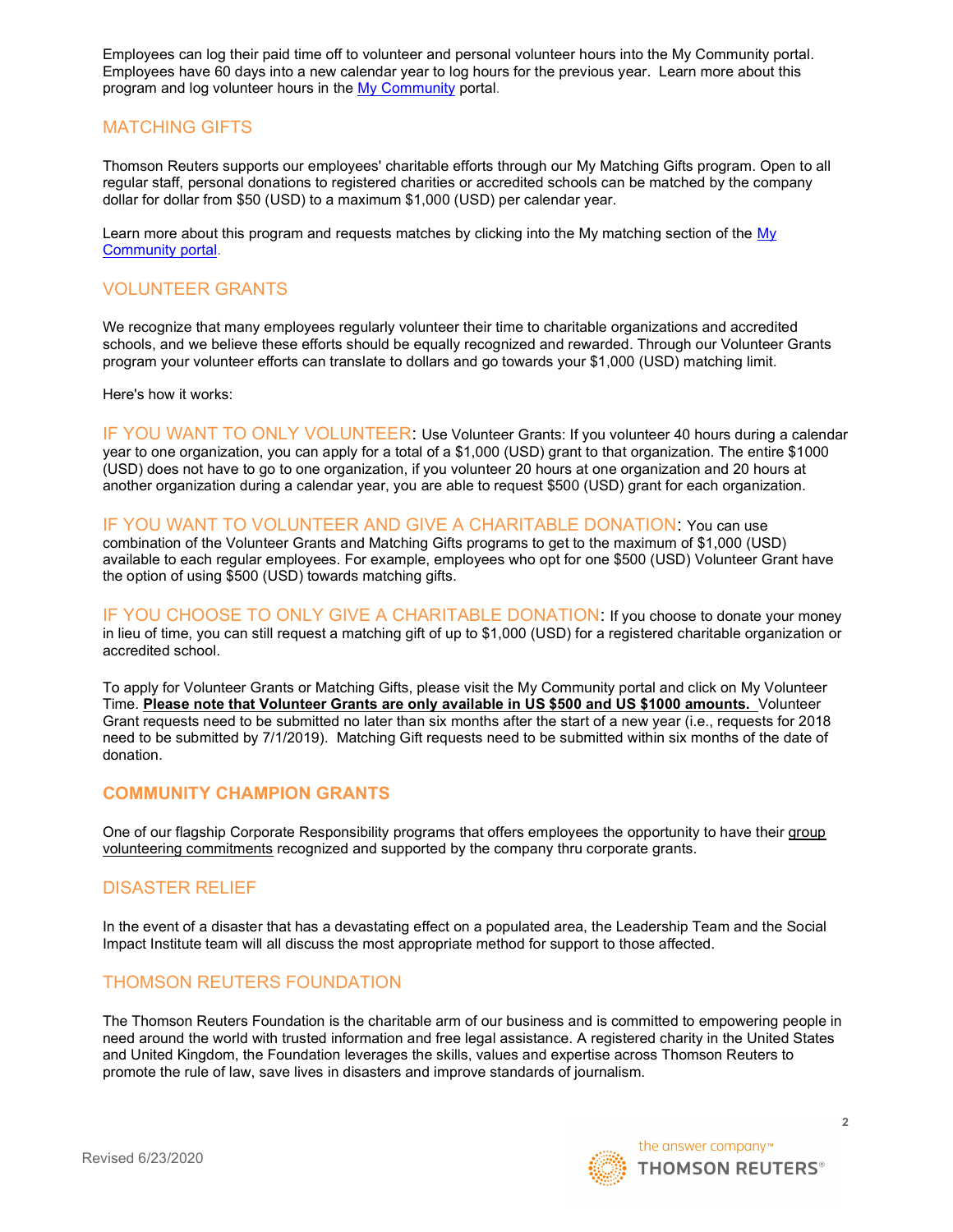Employees can log their paid time off to volunteer and personal volunteer hours into the My Community portal. Employees have 60 days into a new calendar year to log hours for the previous year. Learn more about this program and log volunteer hours in the [My Community](#) portal.

## MATCHING GIFTS

Thomson Reuters supports our employees' charitable efforts through our My Matching Gifts program. Open to all regular staff, personal donations to registered charities or accredited schools can be matched by the company dollar for dollar from $50 (USD) to a maximum $1,000 (USD) per calendar year.

Learn more about this program and requests matches by clicking into the My matching section of the [My Community portal](#).

## VOLUNTEER GRANTS

We recognize that many employees regularly volunteer their time to charitable organizations and accredited schools, and we believe these efforts should be equally recognized and rewarded. Through our Volunteer Grants program your volunteer efforts can translate to dollars and go towards your $1,000 (USD) matching limit.

Here's how it works:

**IF YOU WANT TO ONLY VOLUNTEER**: Use Volunteer Grants: If you volunteer 40 hours during a calendar year to one organization, you can apply for a total of a $1,000 (USD) grant to that organization. The entire $1000 (USD) does not have to go to one organization, if you volunteer 20 hours at one organization and 20 hours at another organization during a calendar year, you are able to request $500 (USD) grant for each organization.

**IF YOU WANT TO VOLUNTEER AND GIVE A CHARITABLE DONATION**: You can use combination of the Volunteer Grants and Matching Gifts programs to get to the maximum of $1,000 (USD) available to each regular employees. For example, employees who opt for one $500 (USD) Volunteer Grant have the option of using $500 (USD) towards matching gifts.

**IF YOU CHOOSE TO ONLY GIVE A CHARITABLE DONATION**: If you choose to donate your money in lieu of time, you can still request a matching gift of up to $1,000 (USD) for a registered charitable organization or accredited school.

To apply for Volunteer Grants or Matching Gifts, please visit the My Community portal and click on My Volunteer Time. **Please note that Volunteer Grants are only available in US $500 and US $1000 amounts.** Volunteer Grant requests need to be submitted no later than six months after the start of a new year (i.e., requests for 2018 need to be submitted by 7/1/2019). Matching Gift requests need to be submitted within six months of the date of donation.

## COMMUNITY CHAMPION GRANTS

One of our flagship Corporate Responsibility programs that offers employees the opportunity to have their group volunteering commitments recognized and supported by the company thru corporate grants.

## DISASTER RELIEF

In the event of a disaster that has a devastating effect on a populated area, the Leadership Team and the Social Impact Institute team will all discuss the most appropriate method for support to those affected.

## THOMSON REUTERS FOUNDATION

The Thomson Reuters Foundation is the charitable arm of our business and is committed to empowering people in need around the world with trusted information and free legal assistance. A registered charity in the United States and United Kingdom, the Foundation leverages the skills, values and expertise across Thomson Reuters to promote the rule of law, save lives in disasters and improve standards of journalism.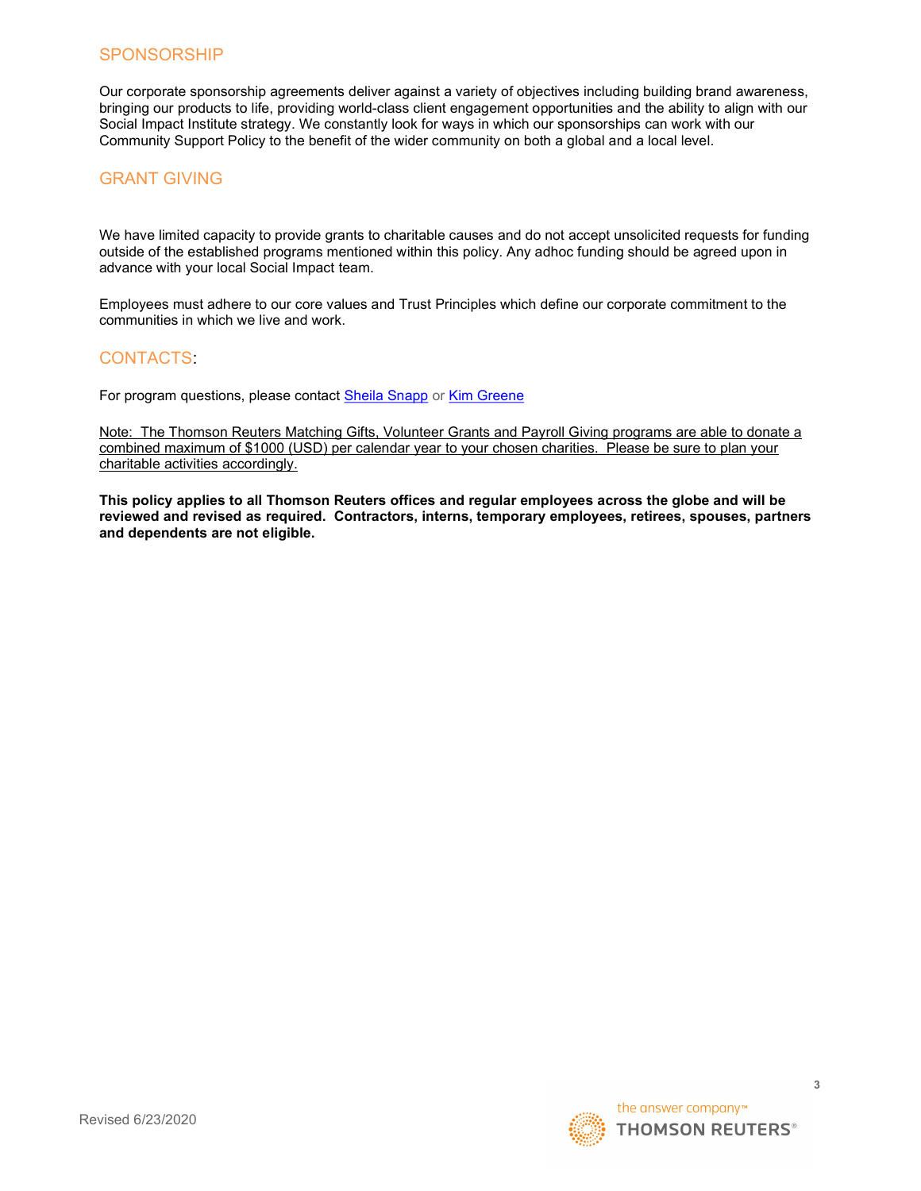## SPONSORSHIP

Our corporate sponsorship agreements deliver against a variety of objectives including building brand awareness, bringing our products to life, providing world-class client engagement opportunities and the ability to align with our Social Impact Institute strategy. We constantly look for ways in which our sponsorships can work with our Community Support Policy to the benefit of the wider community on both a global and a local level.

## GRANT GIVING

We have limited capacity to provide grants to charitable causes and do not accept unsolicited requests for funding outside of the established programs mentioned within this policy. Any adhoc funding should be agreed upon in advance with your local Social Impact team.

Employees must adhere to our core values and Trust Principles which define our corporate commitment to the communities in which we live and work.

## CONTACTS:

For program questions, please contact Sheila Snapp or Kim Greene

Note: The Thomson Reuters Matching Gifts, Volunteer Grants and Payroll Giving programs are able to donate a combined maximum of $1000 (USD) per calendar year to your chosen charities. Please be sure to plan your charitable activities accordingly.

**This policy applies to all Thomson Reuters offices and regular employees across the globe and will be reviewed and revised as required. Contractors, interns, temporary employees, retirees, spouses, partners and dependents are not eligible.**

Revised 6/23/2020